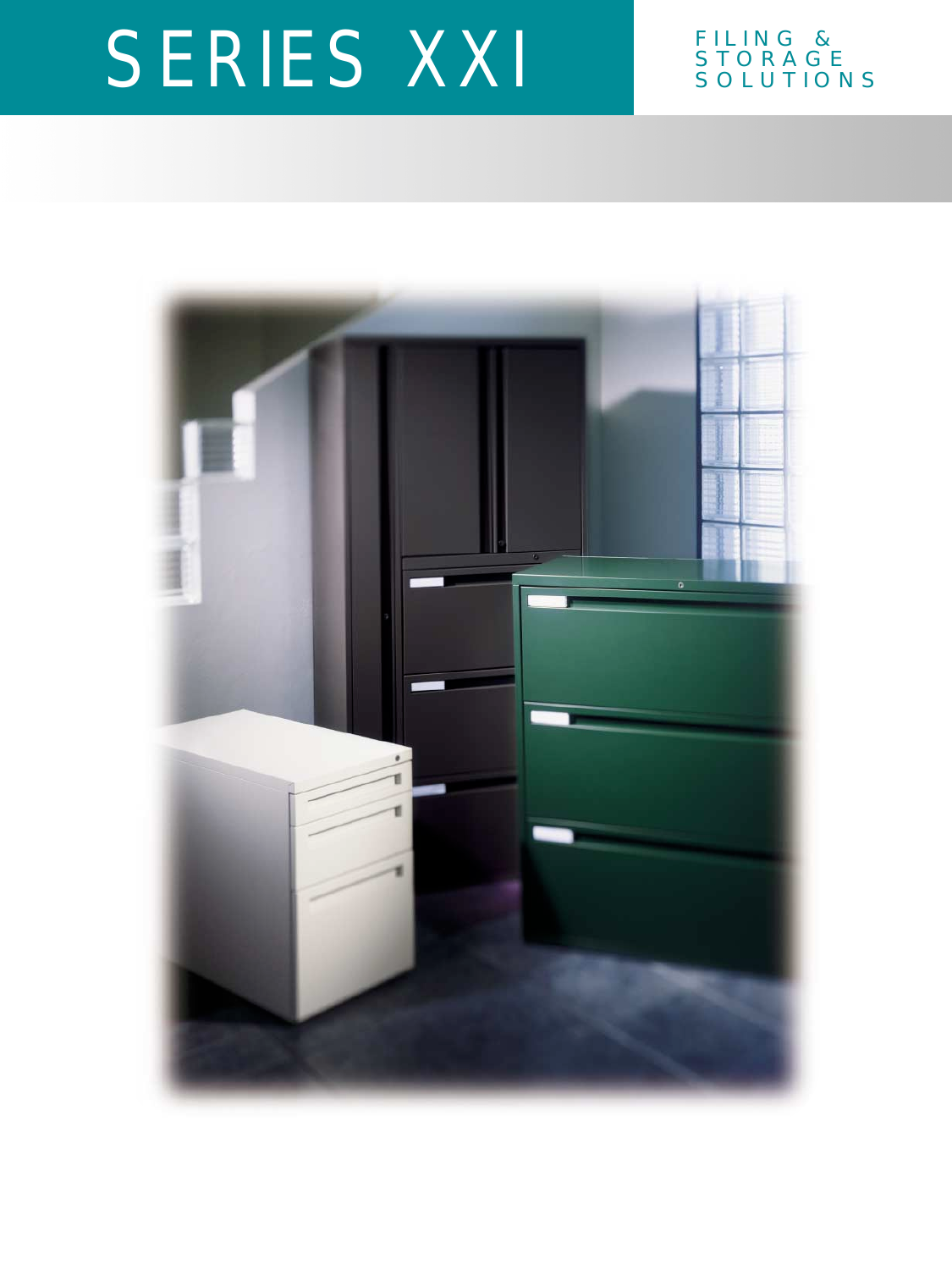# SERIES XXI

FILING &
STORAGE
SOLUTIONS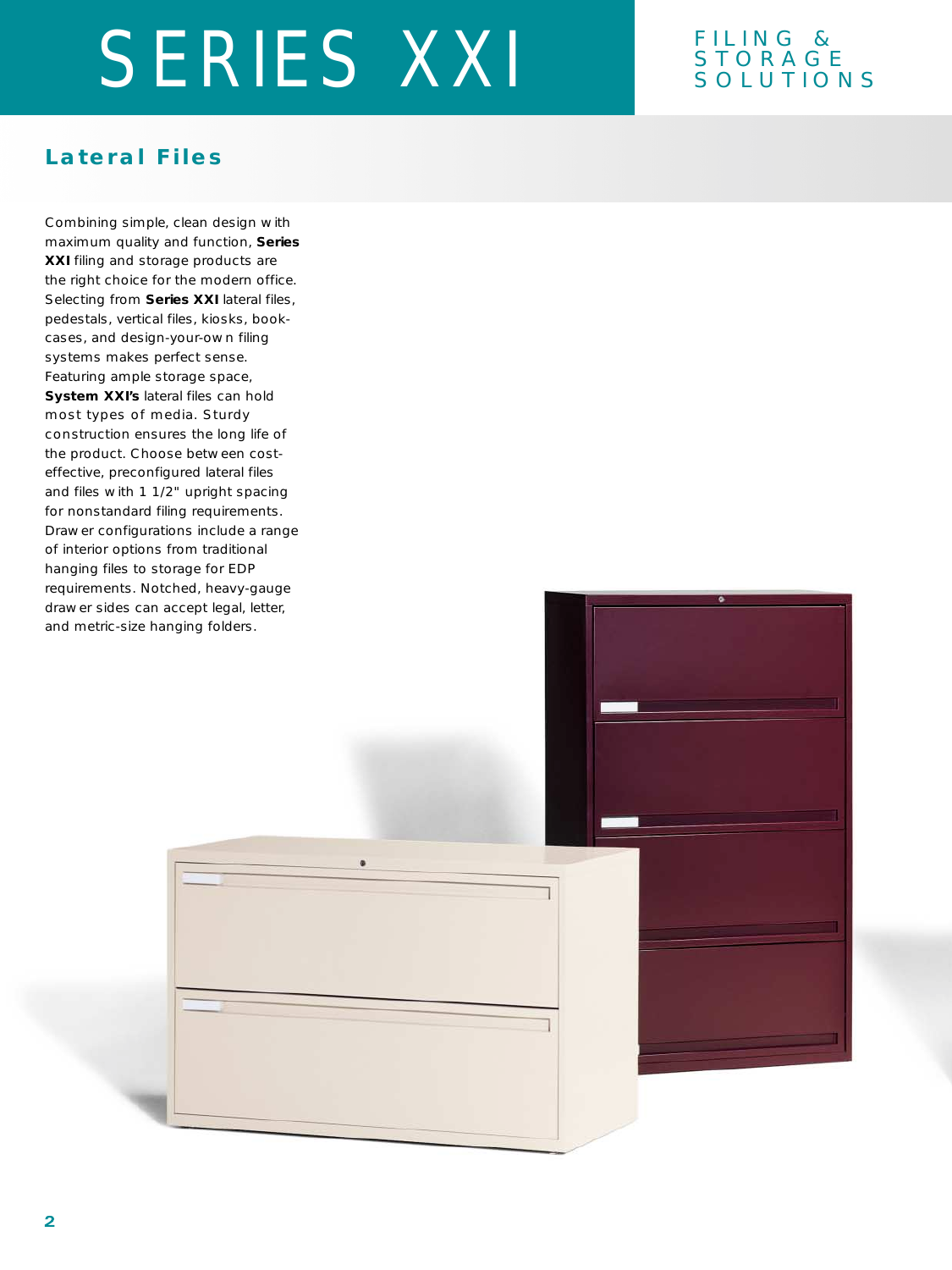# SERIES XXI

FILING & STORAGE SOLUTIONS

## Lateral Files

Combining simple, clean design with maximum quality and function, **Series XXI** filing and storage products are the right choice for the modern office. Selecting from **Series XXI** lateral files, pedestals, vertical files, kiosks, book-cases, and design-your-own filing systems makes perfect sense. Featuring ample storage space, **System XXI's** lateral files can hold most types of media. Sturdy construction ensures the long life of the product. Choose between cost-effective, preconfigured lateral files and files with 1 1/2" upright spacing for nonstandard filing requirements. Drawer configurations include a range of interior options from traditional hanging files to storage for EDP requirements. Notched, heavy-gauge drawer sides can accept legal, letter, and metric-size hanging folders.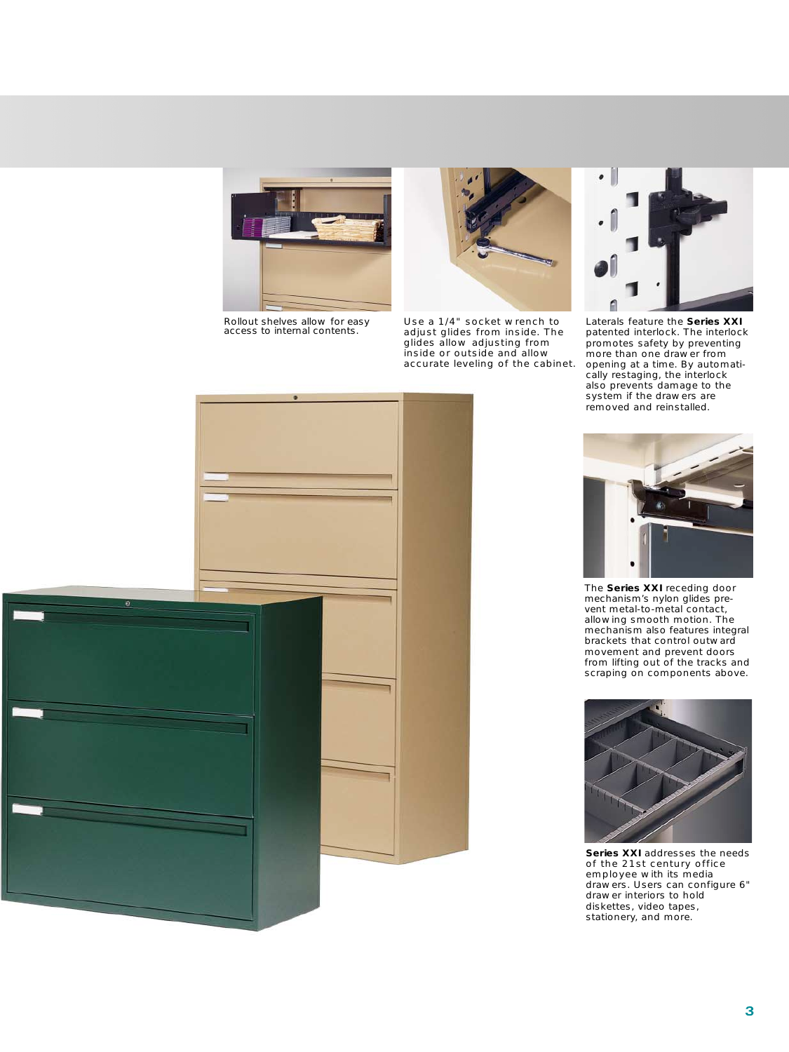Rollout shelves allow for easy access to internal contents.

Use a 1/4" socket wrench to adjust glides from inside. The glides allow adjusting from inside or outside and allow accurate leveling of the cabinet.

Laterals feature the **Series XXI** patented interlock. The interlock promotes safety by preventing more than one drawer from opening at a time. By automatically restaging, the interlock also prevents damage to the system if the drawers are removed and reinstalled.

The **Series XXI** receding door mechanism's nylon glides prevent metal-to-metal contact, allowing smooth motion. The mechanism also features integral brackets that control outward movement and prevent doors from lifting out of the tracks and scraping on components above.

**Series XXI** addresses the needs of the 21st century office employee with its media drawers. Users can configure 6" drawer interiors to hold diskettes, video tapes, stationery, and more.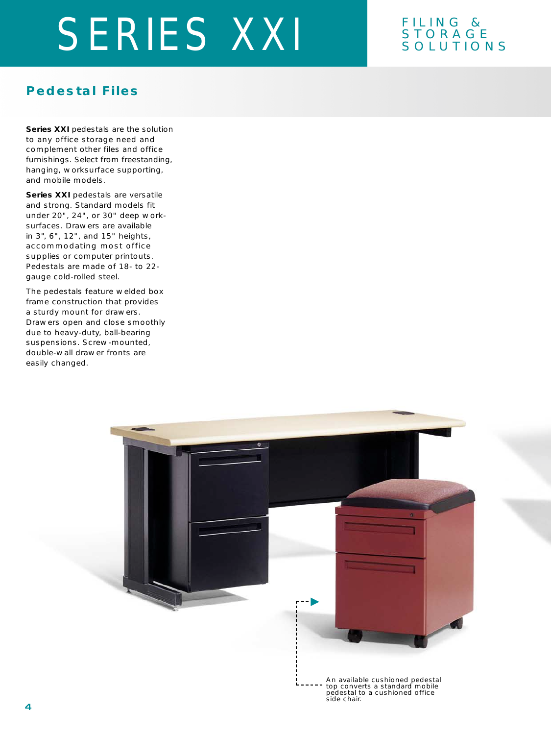# SERIES XXI

FILING & STORAGE SOLUTIONS

## Pedestal Files

**Series XXI** pedestals are the solution to any office storage need and complement other files and office furnishings. Select from freestanding, hanging, worksurface supporting, and mobile models.

**Series XXI** pedestals are versatile and strong. Standard models fit under 20", 24", or 30" deep worksurfaces. Drawers are available in 3", 6", 12", and 15" heights, accommodating most office supplies or computer printouts. Pedestals are made of 18- to 22-gauge cold-rolled steel.

The pedestals feature welded box frame construction that provides a sturdy mount for drawers. Drawers open and close smoothly due to heavy-duty, ball-bearing suspensions. Screw-mounted, double-wall drawer fronts are easily changed.

An available cushioned pedestal top converts a standard mobile pedestal to a cushioned office side chair.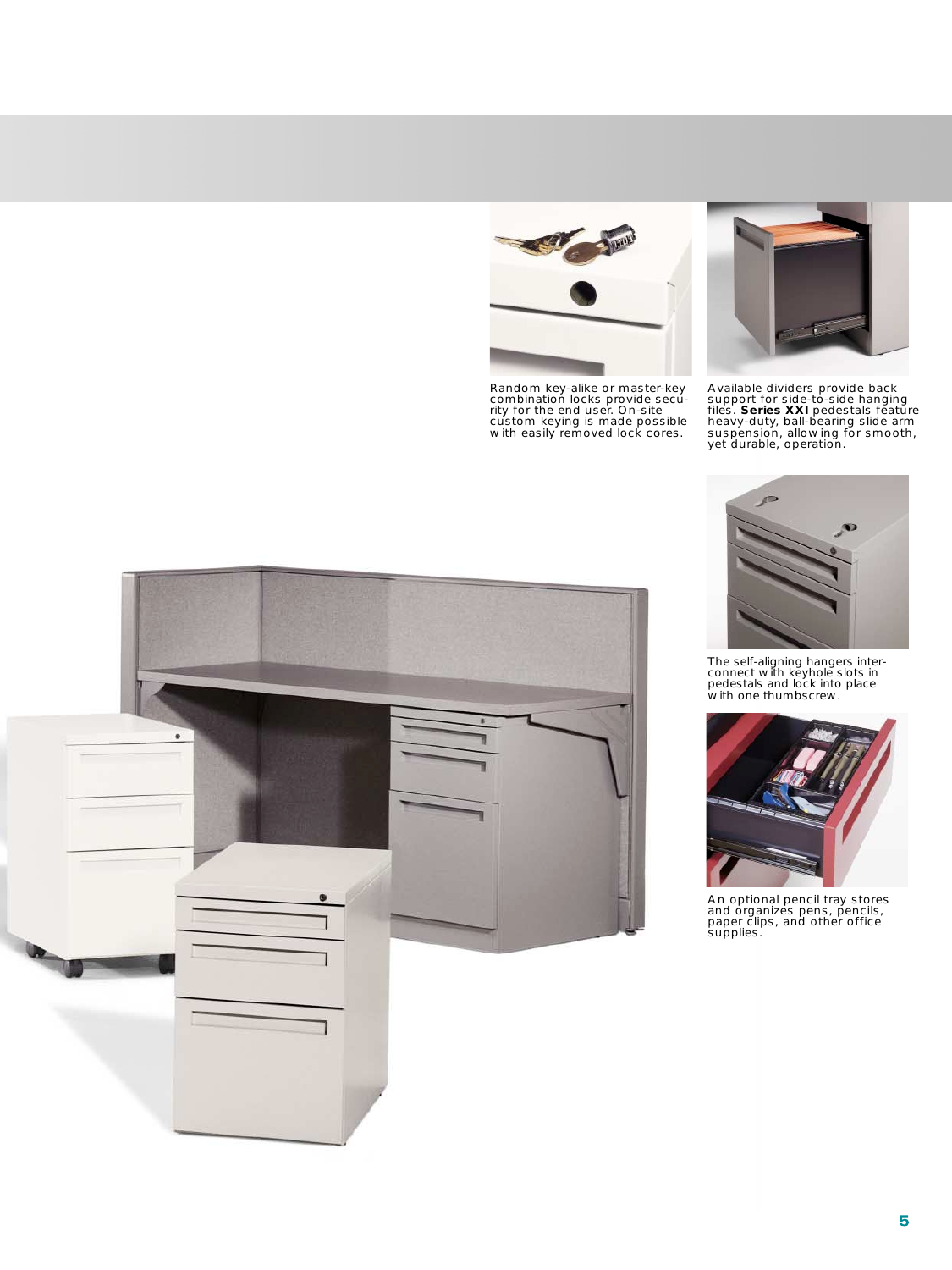Random key-alike or master-key combination locks provide security for the end user. On-site custom keying is made possible with easily removed lock cores.

Available dividers provide back support for side-to-side hanging files. **Series XXI** pedestals feature heavy-duty, ball-bearing slide arm suspension, allowing for smooth, yet durable, operation.

The self-aligning hangers interconnect with keyhole slots in pedestals and lock into place with one thumbscrew.

An optional pencil tray stores and organizes pens, pencils, paper clips, and other office supplies.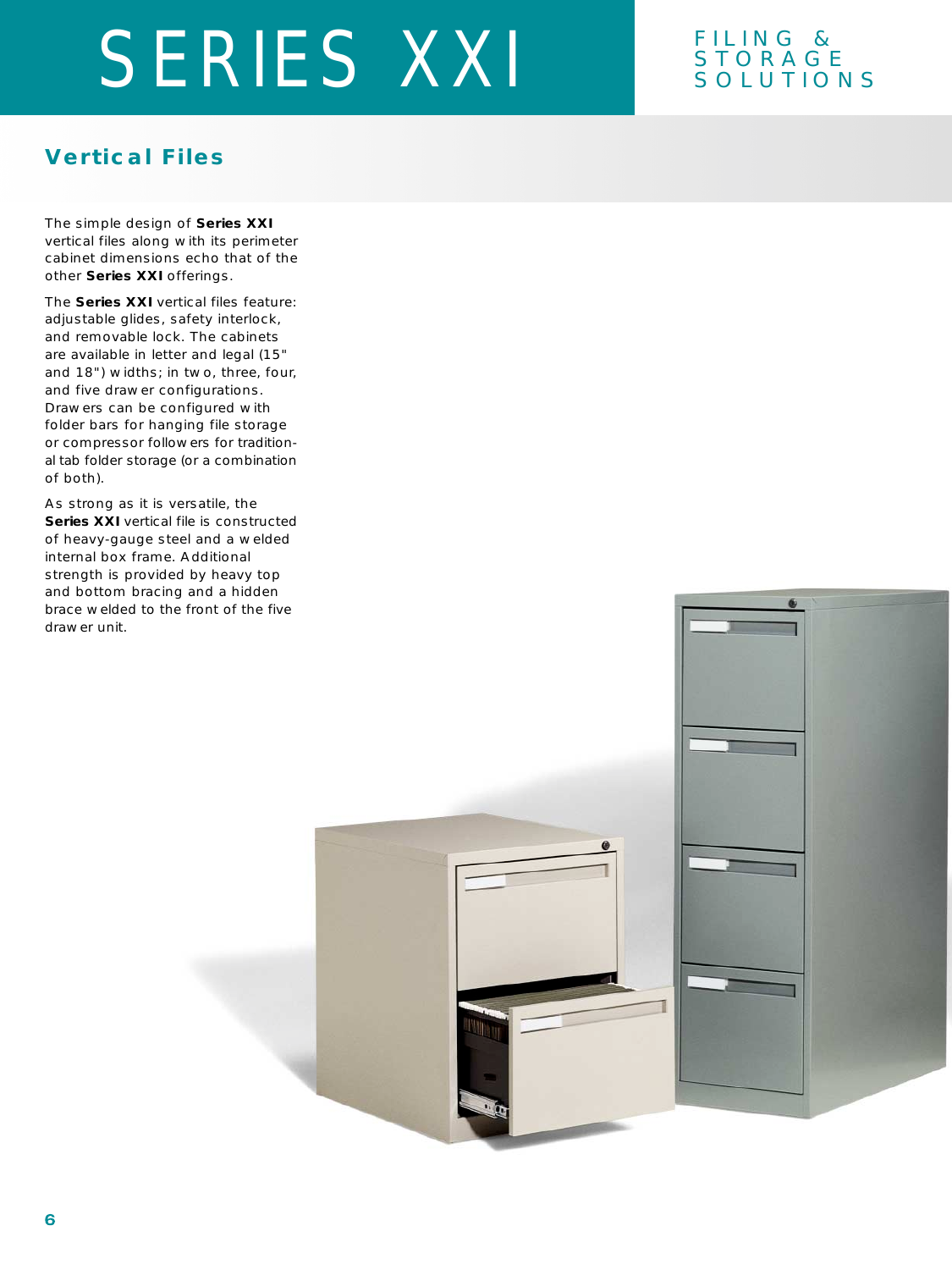# SERIES XXI

FILING & STORAGE SOLUTIONS

## Vertical Files

The simple design of **Series XXI** vertical files along with its perimeter cabinet dimensions echo that of the other **Series XXI** offerings.

The **Series XXI** vertical files feature: adjustable glides, safety interlock, and removable lock. The cabinets are available in letter and legal (15" and 18") widths; in two, three, four, and five drawer configurations. Drawers can be configured with folder bars for hanging file storage or compressor followers for traditional tab folder storage (or a combination of both).

As strong as it is versatile, the **Series XXI** vertical file is constructed of heavy-gauge steel and a welded internal box frame. Additional strength is provided by heavy top and bottom bracing and a hidden brace welded to the front of the five drawer unit.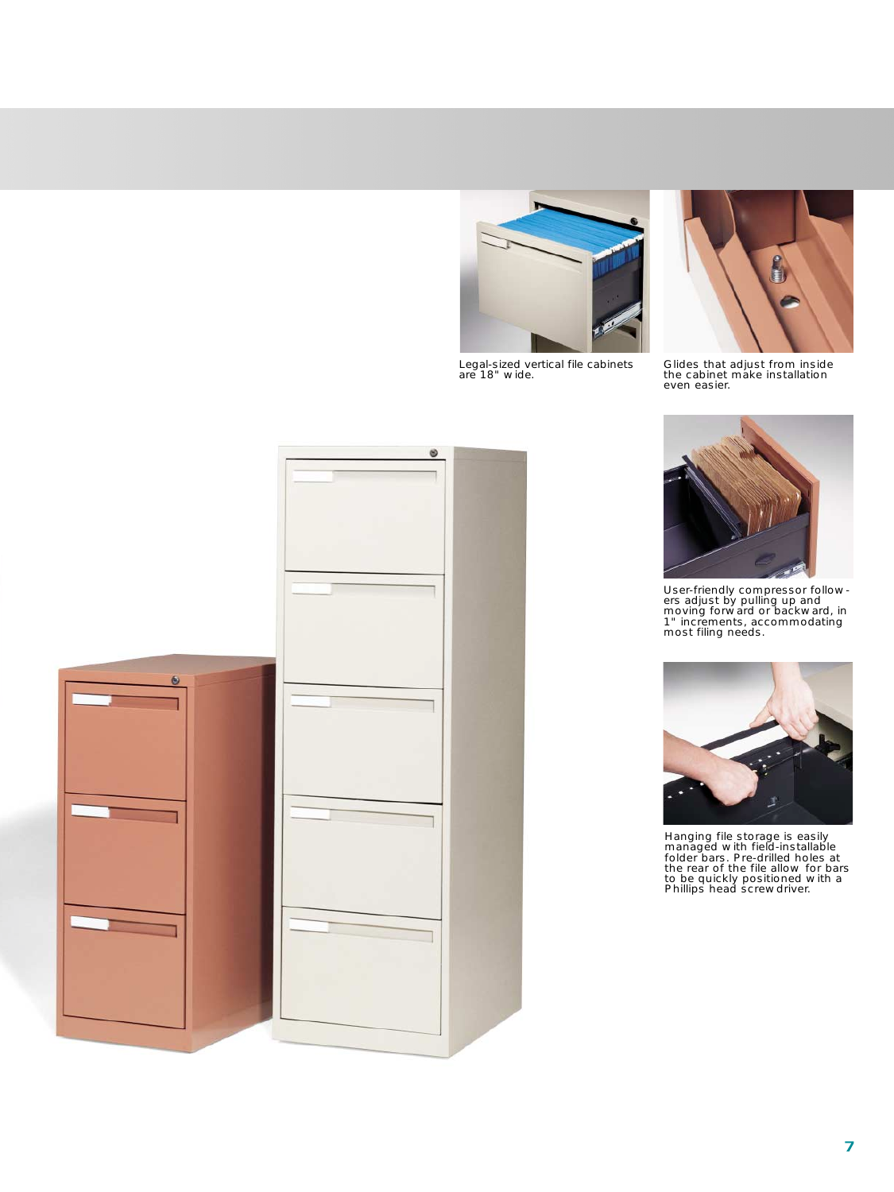Legal-sized vertical file cabinets are 18" wide.

Glides that adjust from inside the cabinet make installation even easier.

User-friendly compressor followers adjust by pulling up and moving forward or backward, in 1" increments, accommodating most filing needs.

Hanging file storage is easily managed with field-installable folder bars. Pre-drilled holes at the rear of the file allow for bars to be quickly positioned with a Phillips head screwdriver.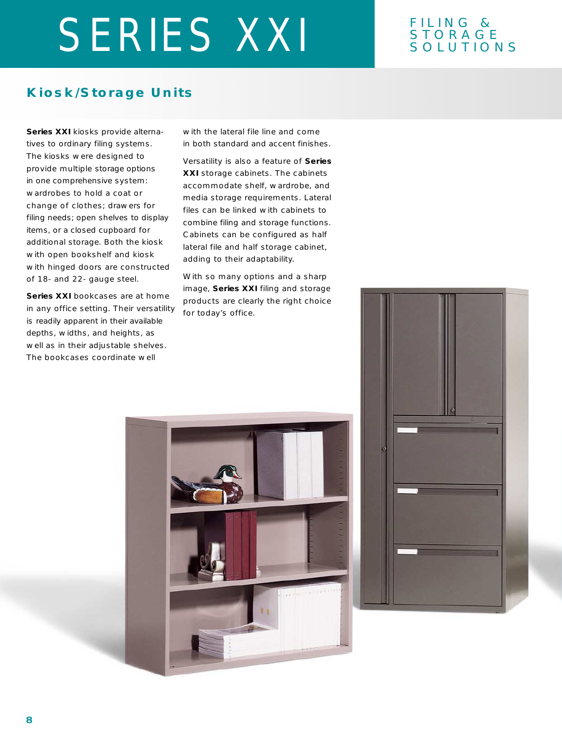# SERIES XXI

FILING & STORAGE SOLUTIONS

## Kiosk/Storage Units

**Series XXI** kiosks provide alternatives to ordinary filing systems. The kiosks were designed to provide multiple storage options in one comprehensive system: wardrobes to hold a coat or change of clothes; drawers for filing needs; open shelves to display items, or a closed cupboard for additional storage. Both the kiosk with open bookshelf and kiosk with hinged doors are constructed of 18- and 22- gauge steel.

**Series XXI** bookcases are at home in any office setting. Their versatility is readily apparent in their available depths, widths, and heights, as well as in their adjustable shelves. The bookcases coordinate well with the lateral file line and come in both standard and accent finishes.

Versatility is also a feature of **Series XXI** storage cabinets. The cabinets accommodate shelf, wardrobe, and media storage requirements. Lateral files can be linked with cabinets to combine filing and storage functions. Cabinets can be configured as half lateral file and half storage cabinet, adding to their adaptability.

With so many options and a sharp image, **Series XXI** filing and storage products are clearly the right choice for today's office.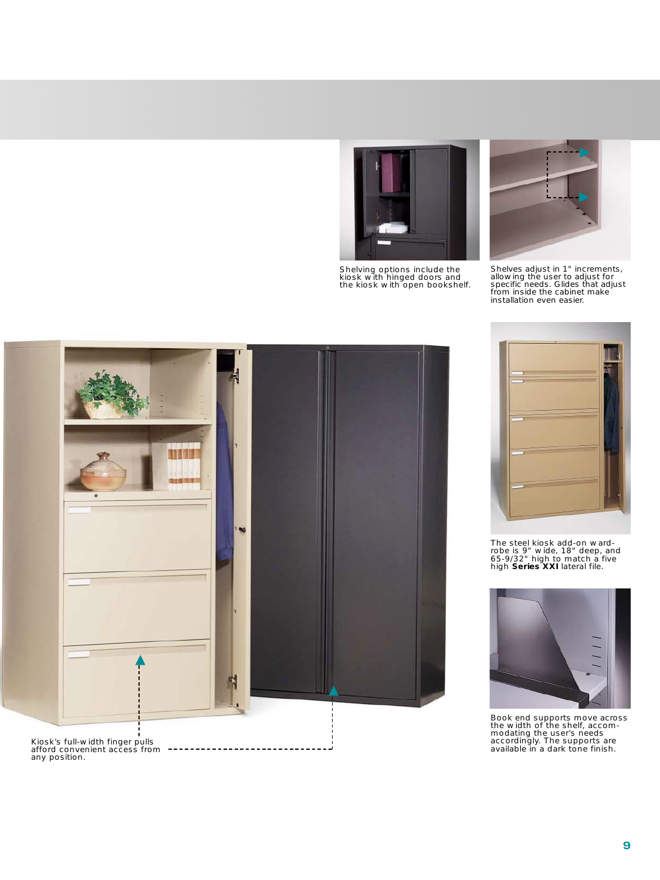Shelving options include the kiosk with hinged doors and the kiosk with open bookshelf.

Shelves adjust in 1" increments, allowing the user to adjust for specific needs. Glides that adjust from inside the cabinet make installation even easier.

The steel kiosk add-on wardrobe is 9" wide, 18" deep, and 65-9/32" high to match a five high **Series XXI** lateral file.

Book end supports move across the width of the shelf, accommodating the user's needs accordingly. The supports are available in a dark tone finish.

Kiosk's full-width finger pulls afford convenient access from any position.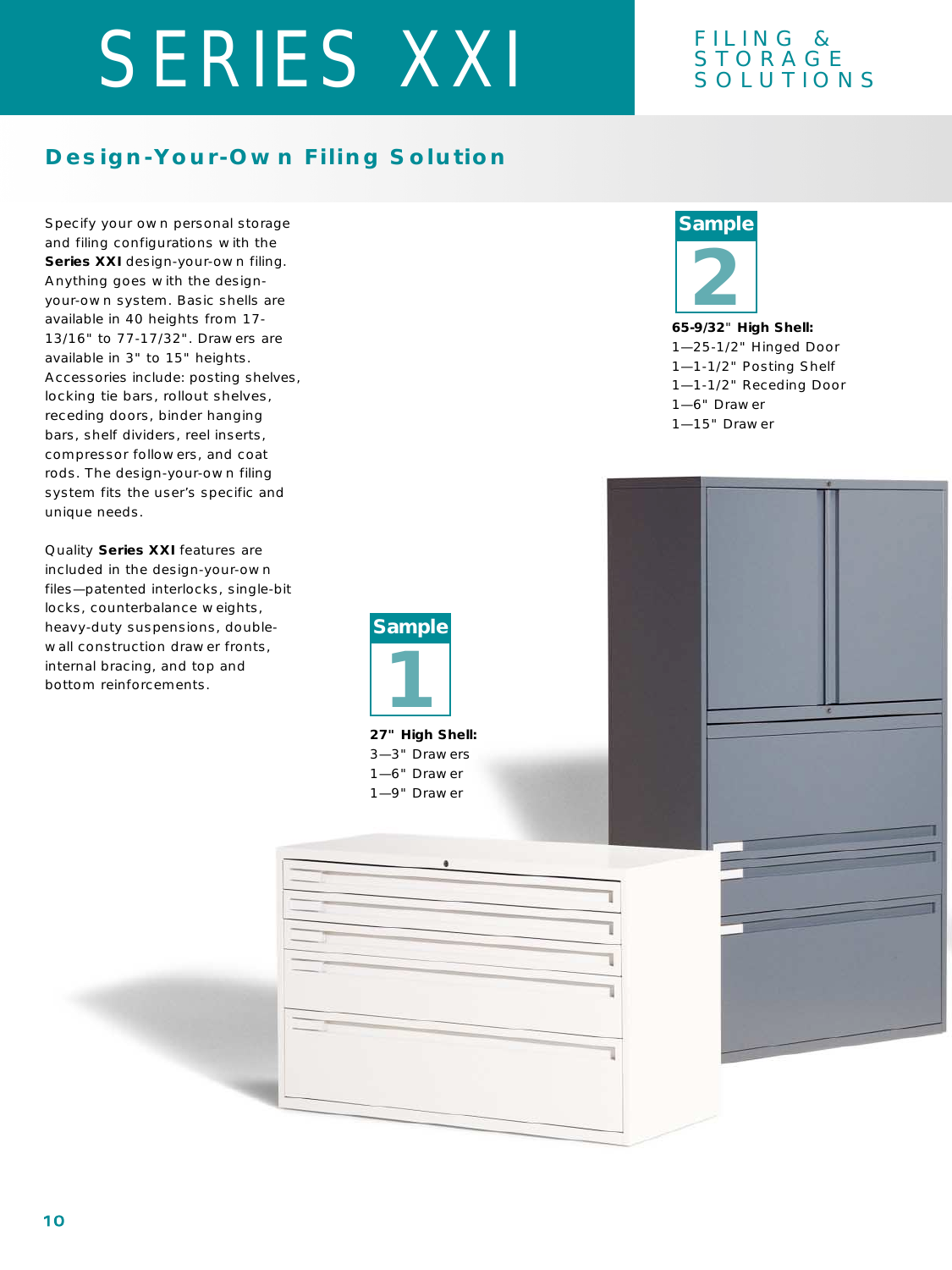# SERIES XXI

FILING & STORAGE SOLUTIONS

## Design-Your-Own Filing Solution

Specify your own personal storage and filing configurations with the **Series XXI** design-your-own filing. Anything goes with the design-your-own system. Basic shells are available in 40 heights from 17-13/16" to 77-17/32". Drawers are available in 3" to 15" heights. Accessories include: posting shelves, locking tie bars, rollout shelves, receding doors, binder hanging bars, shelf dividers, reel inserts, compressor followers, and coat rods. The design-your-own filing system fits the user's specific and unique needs.

Quality **Series XXI** features are included in the design-your-own files—patented interlocks, single-bit locks, counterbalance weights, heavy-duty suspensions, double-wall construction drawer fronts, internal bracing, and top and bottom reinforcements.

### Sample 2

**65-9/32" High Shell:**
1—25-1/2" Hinged Door
1—1-1/2" Posting Shelf
1—1-1/2" Receding Door
1—6" Drawer
1—15" Drawer

### Sample 1

**27" High Shell:**
3—3" Drawers
1—6" Drawer
1—9" Drawer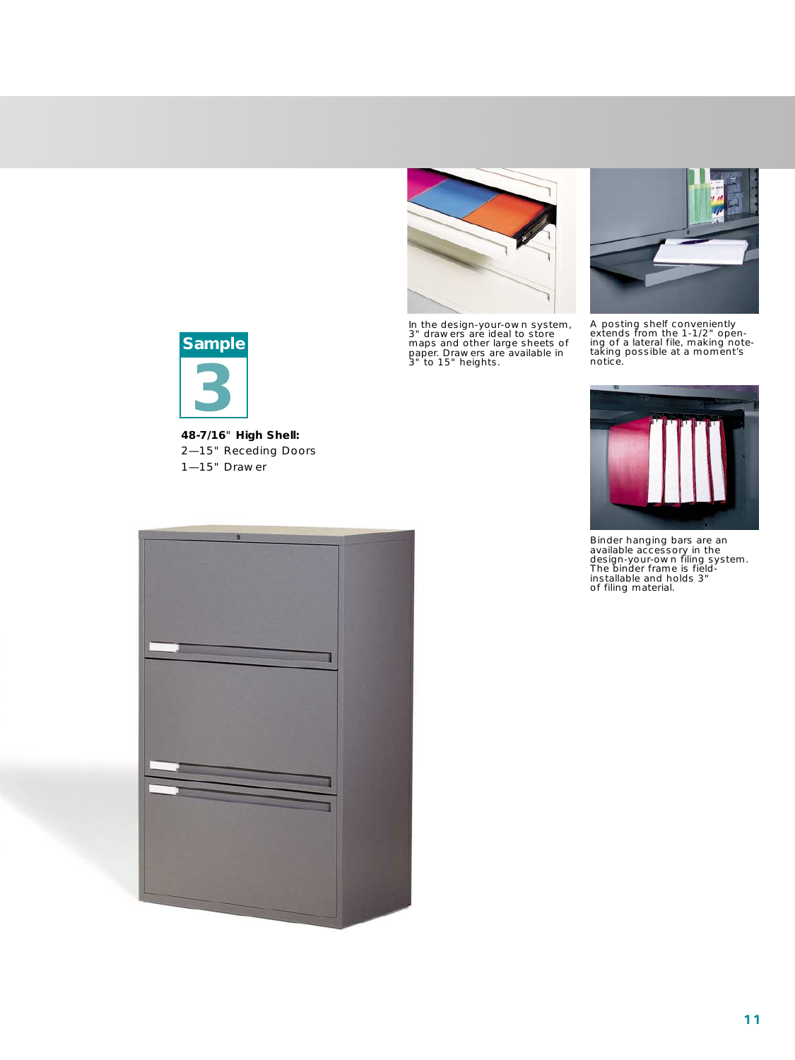**Sample 3**

**48-7/16" High Shell:**
2—15" Receding Doors
1—15" Drawer

In the design-your-own system, 3" drawers are ideal to store maps and other large sheets of paper. Drawers are available in 3" to 15" heights.

A posting shelf conveniently extends from the 1-1/2" opening of a lateral file, making note-taking possible at a moment's notice.

Binder hanging bars are an available accessory in the design-your-own filing system. The binder frame is field-installable and holds 3" of filing material.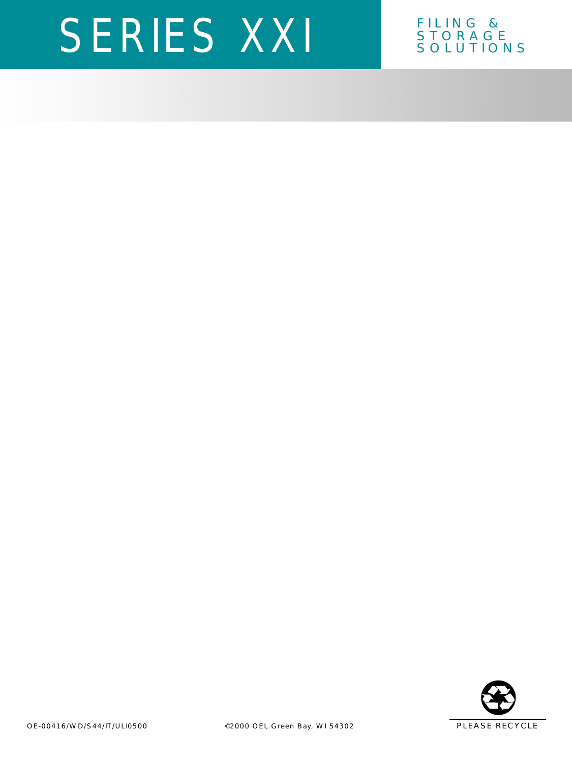# SERIES XXI

FILING & STORAGE SOLUTIONS

OE-00416/WD/S44/IT/ULI0500

©2000 OEI, Green Bay, WI 54302

PLEASE RECYCLE